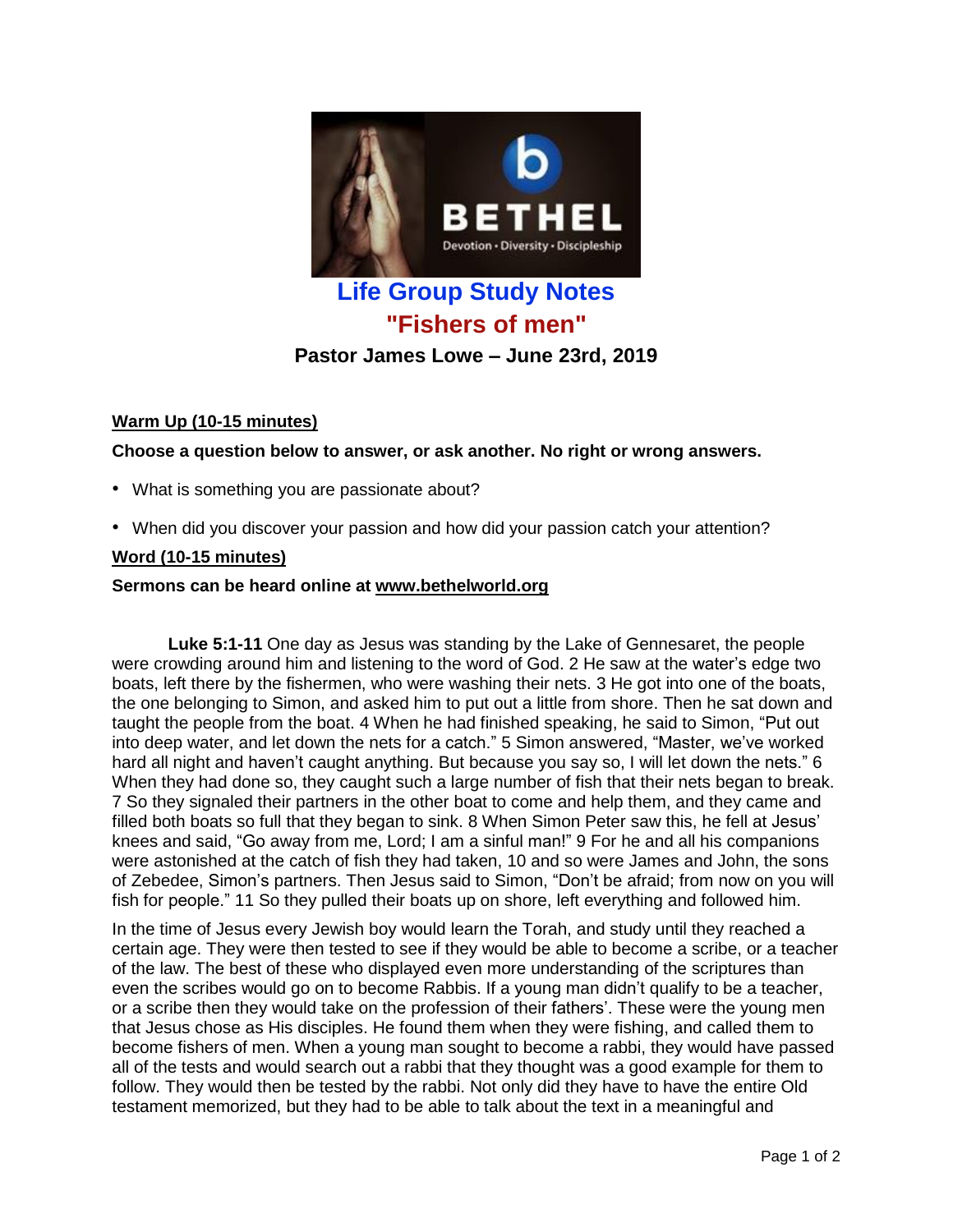# Life Group Study Notes

## "Fishers of men"

### Pastor James Lowe – June 23rd, 2019

**Warm Up (10-15 minutes)**

**Choose a question below to answer, or ask another. No right or wrong answers.**

- What is something you are passionate about?
- When did you discover your passion and how did your passion catch your attention?

**Word (10-15 minutes)**

**Sermons can be heard online at www.bethelworld.org**

**Luke 5:1-11** One day as Jesus was standing by the Lake of Gennesaret, the people were crowding around him and listening to the word of God. 2 He saw at the water's edge two boats, left there by the fishermen, who were washing their nets. 3 He got into one of the boats, the one belonging to Simon, and asked him to put out a little from shore. Then he sat down and taught the people from the boat. 4 When he had finished speaking, he said to Simon, "Put out into deep water, and let down the nets for a catch." 5 Simon answered, "Master, we've worked hard all night and haven't caught anything. But because you say so, I will let down the nets." 6 When they had done so, they caught such a large number of fish that their nets began to break. 7 So they signaled their partners in the other boat to come and help them, and they came and filled both boats so full that they began to sink. 8 When Simon Peter saw this, he fell at Jesus' knees and said, "Go away from me, Lord; I am a sinful man!" 9 For he and all his companions were astonished at the catch of fish they had taken, 10 and so were James and John, the sons of Zebedee, Simon's partners. Then Jesus said to Simon, "Don't be afraid; from now on you will fish for people." 11 So they pulled their boats up on shore, left everything and followed him.

In the time of Jesus every Jewish boy would learn the Torah, and study until they reached a certain age. They were then tested to see if they would be able to become a scribe, or a teacher of the law. The best of these who displayed even more understanding of the scriptures than even the scribes would go on to become Rabbis. If a young man didn't qualify to be a teacher, or a scribe then they would take on the profession of their fathers'. These were the young men that Jesus chose as His disciples. He found them when they were fishing, and called them to become fishers of men. When a young man sought to become a rabbi, they would have passed all of the tests and would search out a rabbi that they thought was a good example for them to follow. They would then be tested by the rabbi. Not only did they have to have the entire Old testament memorized, but they had to be able to talk about the text in a meaningful and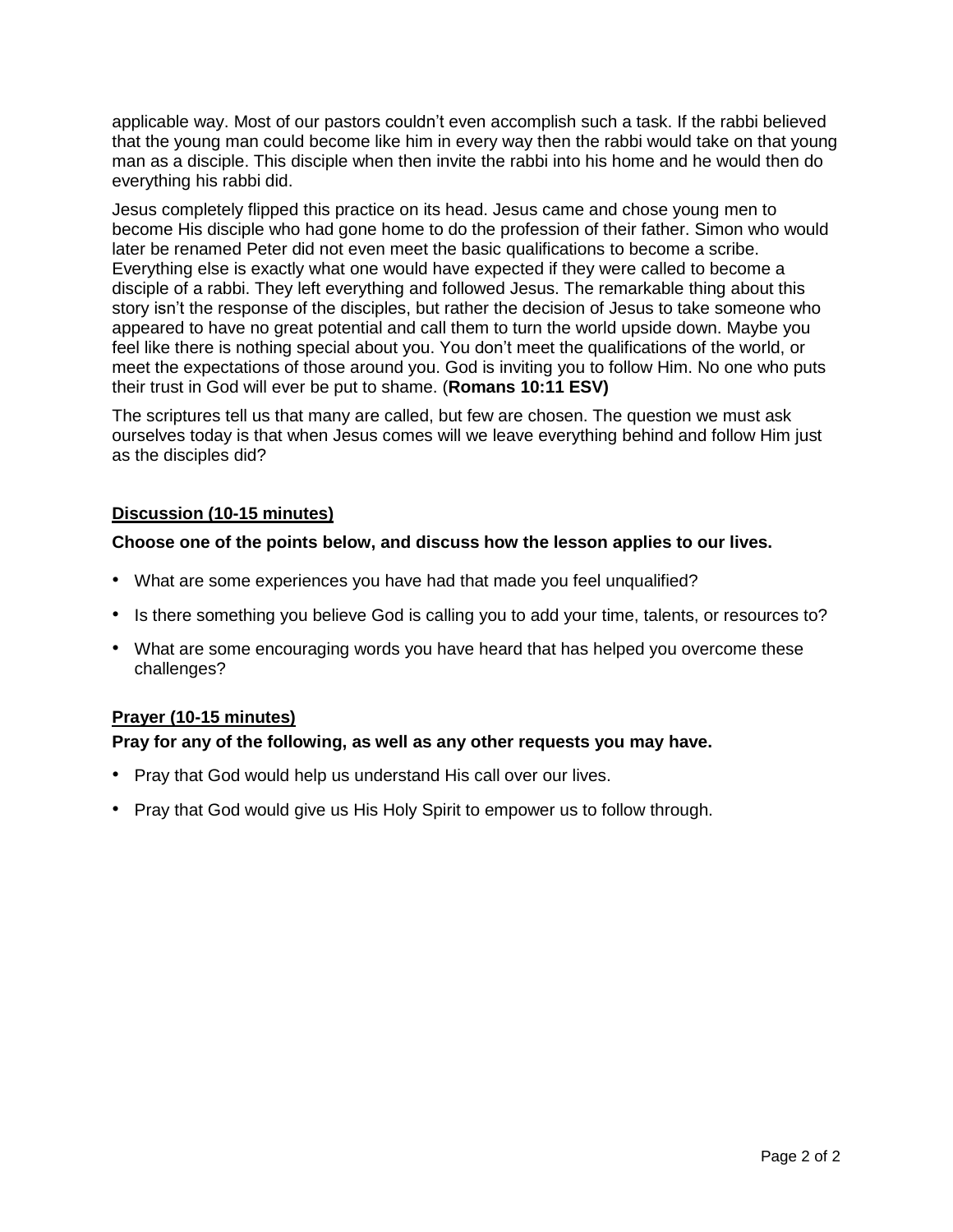applicable way. Most of our pastors couldn't even accomplish such a task. If the rabbi believed that the young man could become like him in every way then the rabbi would take on that young man as a disciple. This disciple when then invite the rabbi into his home and he would then do everything his rabbi did.

Jesus completely flipped this practice on its head. Jesus came and chose young men to become His disciple who had gone home to do the profession of their father. Simon who would later be renamed Peter did not even meet the basic qualifications to become a scribe. Everything else is exactly what one would have expected if they were called to become a disciple of a rabbi. They left everything and followed Jesus. The remarkable thing about this story isn't the response of the disciples, but rather the decision of Jesus to take someone who appeared to have no great potential and call them to turn the world upside down. Maybe you feel like there is nothing special about you. You don't meet the qualifications of the world, or meet the expectations of those around you. God is inviting you to follow Him. No one who puts their trust in God will ever be put to shame. (**Romans 10:11 ESV)**

The scriptures tell us that many are called, but few are chosen. The question we must ask ourselves today is that when Jesus comes will we leave everything behind and follow Him just as the disciples did?

## <u>Discussion (10-15 minutes)</u>

**Choose one of the points below, and discuss how the lesson applies to our lives.**

- What are some experiences you have had that made you feel unqualified?
- Is there something you believe God is calling you to add your time, talents, or resources to?
- What are some encouraging words you have heard that has helped you overcome these challenges?

## <u>Prayer (10-15 minutes)</u>

**Pray for any of the following, as well as any other requests you may have.**

- Pray that God would help us understand His call over our lives.
- Pray that God would give us His Holy Spirit to empower us to follow through.